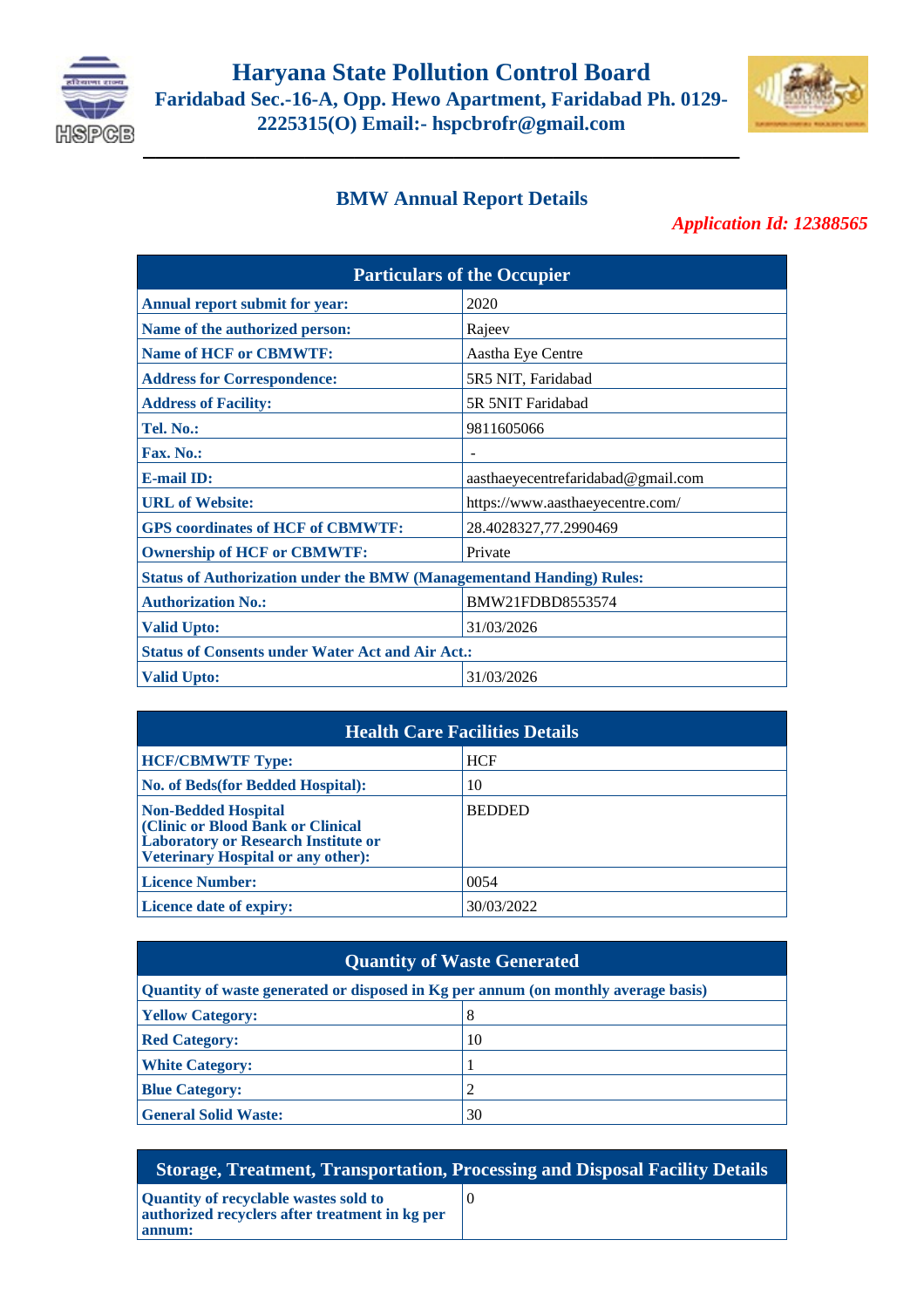# Haryana State Pollution Control Board

**Faridabad Sec.-16-A, Opp. Hewo Apartment, Faridabad Ph. 0129-2225315(O) Email:- hspcbrofr@gmail.com**

## BMW Annual Report Details

***Application Id: 12388565***

| Particulars of the Occupier | |
|---|---|
| **Annual report submit for year:** | 2020 |
| **Name of the authorized person:** | Rajeev |
| **Name of HCF or CBMWTF:** | Aastha Eye Centre |
| **Address for Correspondence:** | 5R5 NIT, Faridabad |
| **Address of Facility:** | 5R 5NIT Faridabad |
| **Tel. No.:** | 9811605066 |
| **Fax. No.:** | - |
| **E-mail ID:** | aasthaeyecentrefaridabad@gmail.com |
| **URL of Website:** | https://www.aasthaeyecentre.com/ |
| **GPS coordinates of HCF of CBMWTF:** | 28.4028327,77.2990469 |
| **Ownership of HCF or CBMWTF:** | Private |
| **Status of Authorization under the BMW (Managementand Handing) Rules:** | |
| **Authorization No.:** | BMW21FDBD8553574 |
| **Valid Upto:** | 31/03/2026 |
| **Status of Consents under Water Act and Air Act.:** | |
| **Valid Upto:** | 31/03/2026 |

| Health Care Facilities Details | |
|---|---|
| **HCF/CBMWTF Type:** | HCF |
| **No. of Beds(for Bedded Hospital):** | 10 |
| **Non-Bedded Hospital (Clinic or Blood Bank or Clinical Laboratory or Research Institute or Veterinary Hospital or any other):** | BEDDED |
| **Licence Number:** | 0054 |
| **Licence date of expiry:** | 30/03/2022 |

| Quantity of Waste Generated | |
|---|---|
| **Quantity of waste generated or disposed in Kg per annum (on monthly average basis)** | |
| **Yellow Category:** | 8 |
| **Red Category:** | 10 |
| **White Category:** | 1 |
| **Blue Category:** | 2 |
| **General Solid Waste:** | 30 |

| Storage, Treatment, Transportation, Processing and Disposal Facility Details | |
|---|---|
| **Quantity of recyclable wastes sold to authorized recyclers after treatment in kg per annum:** | 0 |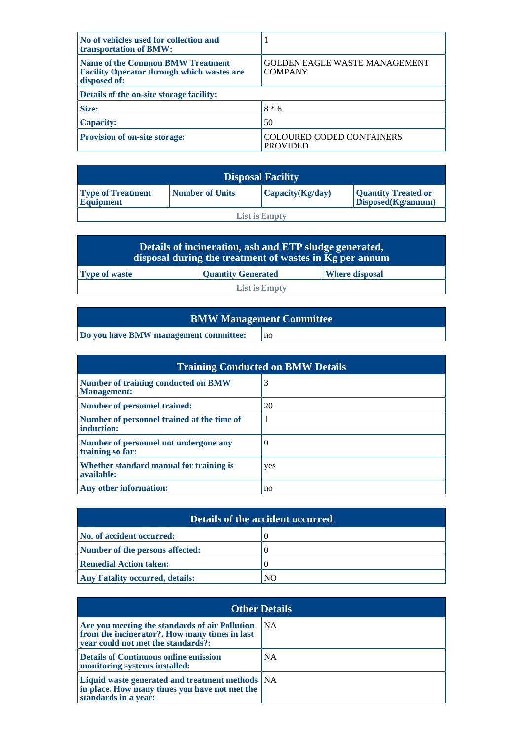| | |
|---|---|
| **No of vehicles used for collection and transportation of BMW:** | 1 |
| **Name of the Common BMW Treatment Facility Operator through which wastes are disposed of:** | GOLDEN EAGLE WASTE MANAGEMENT COMPANY |
| **Details of the on-site storage facility:** | |
| **Size:** | 8 * 6 |
| **Capacity:** | 50 |
| **Provision of on-site storage:** | COLOURED CODED CONTAINERS PROVIDED |

## Disposal Facility

| Type of Treatment Equipment | Number of Units | Capacity(Kg/day) | Quantity Treated or Disposed(Kg/annum) |
|---|---|---|---|
| List is Empty | | | |

## Details of incineration, ash and ETP sludge generated, disposal during the treatment of wastes in Kg per annum

| Type of waste | Quantity Generated | Where disposal |
|---|---|---|
| List is Empty | | |

## BMW Management Committee

| | |
|---|---|
| **Do you have BMW management committee:** | no |

## Training Conducted on BMW Details

| | |
|---|---|
| **Number of training conducted on BMW Management:** | 3 |
| **Number of personnel trained:** | 20 |
| **Number of personnel trained at the time of induction:** | 1 |
| **Number of personnel not undergone any training so far:** | 0 |
| **Whether standard manual for training is available:** | yes |
| **Any other information:** | no |

## Details of the accident occurred

| | |
|---|---|
| **No. of accident occurred:** | 0 |
| **Number of the persons affected:** | 0 |
| **Remedial Action taken:** | 0 |
| **Any Fatality occurred, details:** | NO |

## Other Details

| | |
|---|---|
| **Are you meeting the standards of air Pollution from the incinerator?. How many times in last year could not met the standards?:** | NA |
| **Details of Continuous online emission monitoring systems installed:** | NA |
| **Liquid waste generated and treatment methods in place. How many times you have not met the standards in a year:** | NA |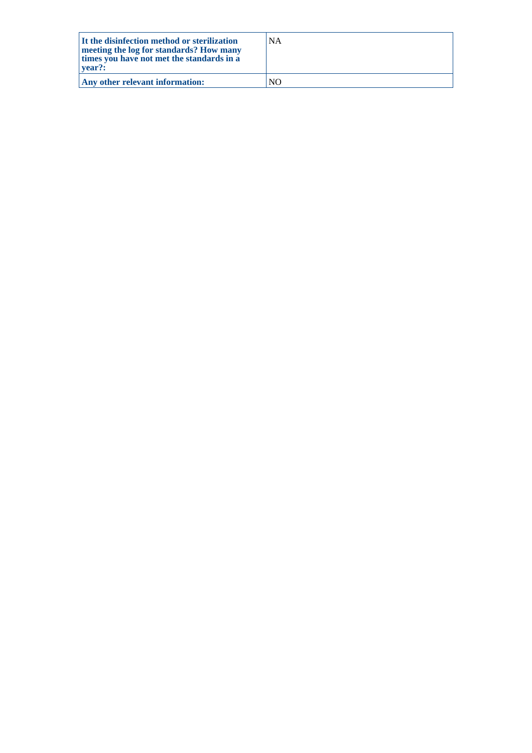| | |
|---|---|
| **It the disinfection method or sterilization meeting the log for standards? How many times you have not met the standards in a year?:** | NA |
| **Any other relevant information:** | NO |